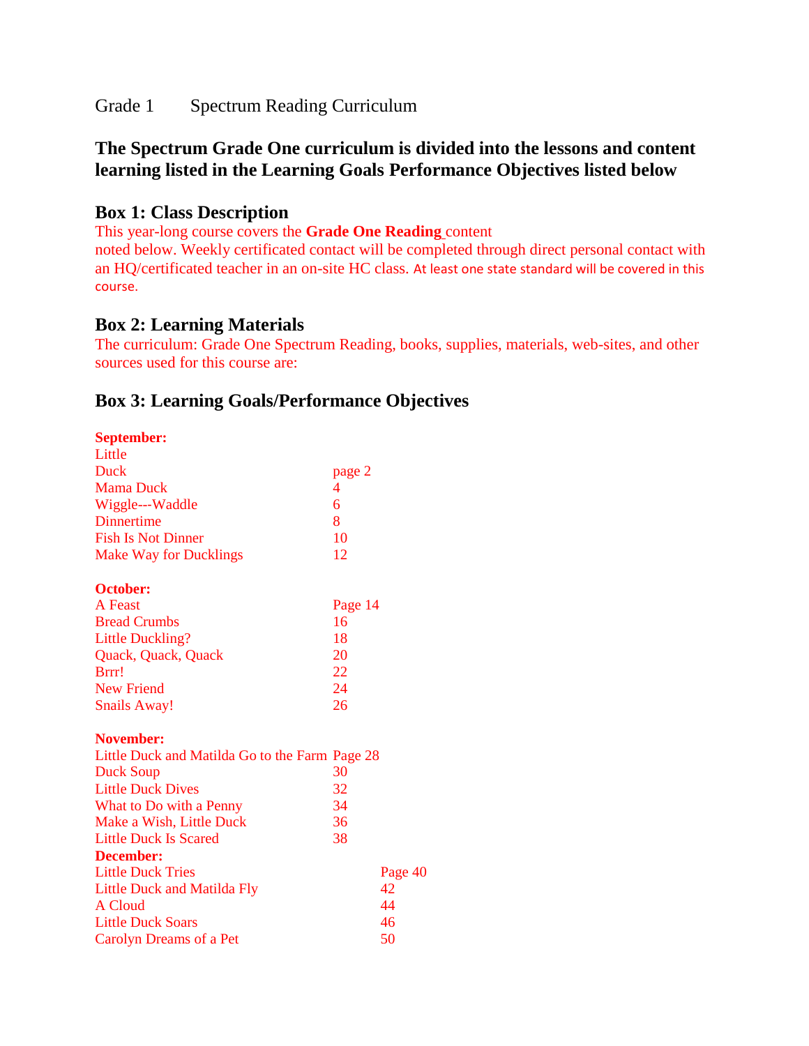Grade 1 Spectrum Reading Curriculum

## The Spectrum Grade One curriculum is divided into the lessons and content learning listed in the Learning Goals Performance Objectives listed below

### Box 1: Class Description

This year-long course covers the **Grade One Reading** content noted below. Weekly certificated contact will be completed through direct personal contact with an HQ/certificated teacher in an on-site HC class. At least one state standard will be covered in this course.

### Box 2: Learning Materials

The curriculum: Grade One Spectrum Reading, books, supplies, materials, web-sites, and other sources used for this course are:

### Box 3: Learning Goals/Performance Objectives

**September:**

| | |
|---|---|
| Little Duck | page 2 |
| Mama Duck | 4 |
| Wiggle---Waddle | 6 |
| Dinnertime | 8 |
| Fish Is Not Dinner | 10 |
| Make Way for Ducklings | 12 |

**October:**

| | |
|---|---|
| A Feast | Page 14 |
| Bread Crumbs | 16 |
| Little Duckling? | 18 |
| Quack, Quack, Quack | 20 |
| Brrr! | 22 |
| New Friend | 24 |
| Snails Away! | 26 |

**November:**

| | |
|---|---|
| Little Duck and Matilda Go to the Farm | Page 28 |
| Duck Soup | 30 |
| Little Duck Dives | 32 |
| What to Do with a Penny | 34 |
| Make a Wish, Little Duck | 36 |
| Little Duck Is Scared | 38 |

**December:**

| | |
|---|---|
| Little Duck Tries | Page 40 |
| Little Duck and Matilda Fly | 42 |
| A Cloud | 44 |
| Little Duck Soars | 46 |
| Carolyn Dreams of a Pet | 50 |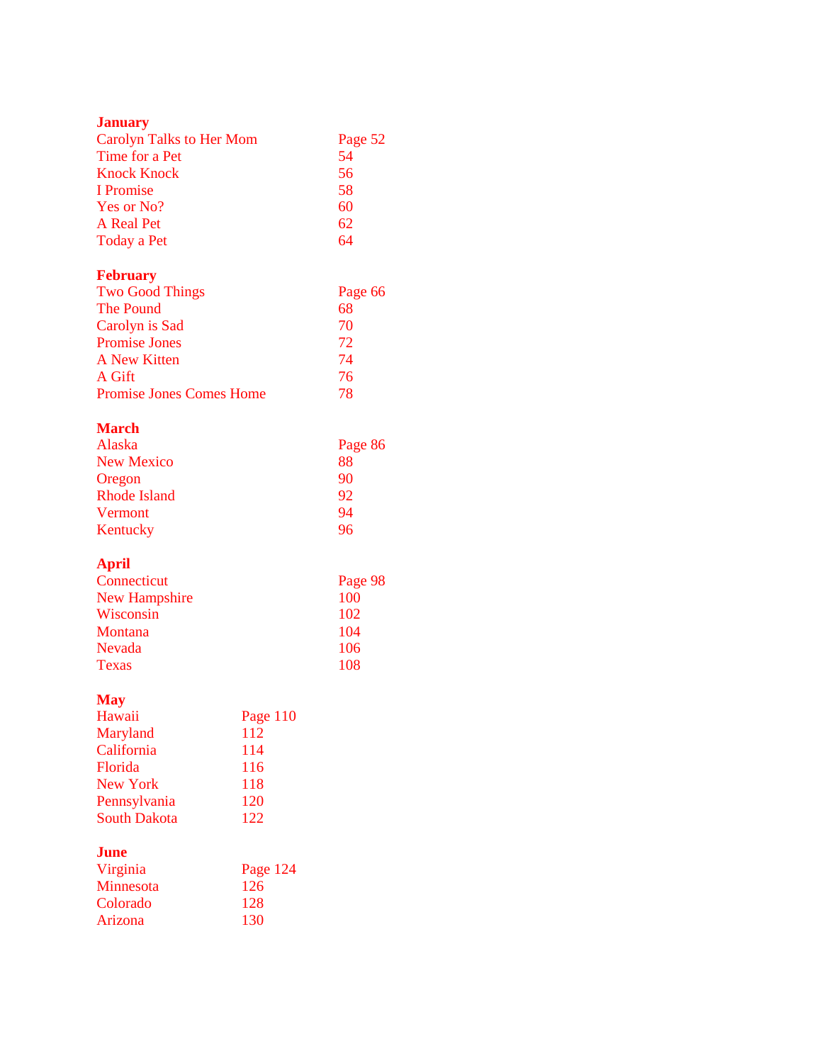**January**

| | |
|---|---|
| Carolyn Talks to Her Mom | Page 52 |
| Time for a Pet | 54 |
| Knock Knock | 56 |
| I Promise | 58 |
| Yes or No? | 60 |
| A Real Pet | 62 |
| Today a Pet | 64 |

**February**

| | |
|---|---|
| Two Good Things | Page 66 |
| The Pound | 68 |
| Carolyn is Sad | 70 |
| Promise Jones | 72 |
| A New Kitten | 74 |
| A Gift | 76 |
| Promise Jones Comes Home | 78 |

**March**

| | |
|---|---|
| Alaska | Page 86 |
| New Mexico | 88 |
| Oregon | 90 |
| Rhode Island | 92 |
| Vermont | 94 |
| Kentucky | 96 |

**April**

| | |
|---|---|
| Connecticut | Page 98 |
| New Hampshire | 100 |
| Wisconsin | 102 |
| Montana | 104 |
| Nevada | 106 |
| Texas | 108 |

**May**

| | |
|---|---|
| Hawaii | Page 110 |
| Maryland | 112 |
| California | 114 |
| Florida | 116 |
| New York | 118 |
| Pennsylvania | 120 |
| South Dakota | 122 |

**June**

| | |
|---|---|
| Virginia | Page 124 |
| Minnesota | 126 |
| Colorado | 128 |
| Arizona | 130 |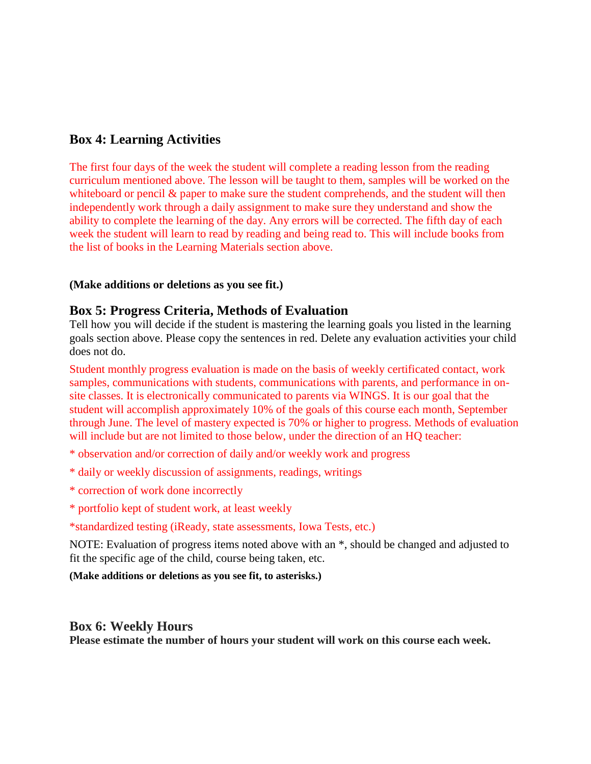## Box 4: Learning Activities

The first four days of the week the student will complete a reading lesson from the reading curriculum mentioned above. The lesson will be taught to them, samples will be worked on the whiteboard or pencil & paper to make sure the student comprehends, and the student will then independently work through a daily assignment to make sure they understand and show the ability to complete the learning of the day. Any errors will be corrected. The fifth day of each week the student will learn to read by reading and being read to. This will include books from the list of books in the Learning Materials section above.

**(Make additions or deletions as you see fit.)**

## Box 5: Progress Criteria, Methods of Evaluation

Tell how you will decide if the student is mastering the learning goals you listed in the learning goals section above. Please copy the sentences in red. Delete any evaluation activities your child does not do.

Student monthly progress evaluation is made on the basis of weekly certificated contact, work samples, communications with students, communications with parents, and performance in on-site classes. It is electronically communicated to parents via WINGS. It is our goal that the student will accomplish approximately 10% of the goals of this course each month, September through June. The level of mastery expected is 70% or higher to progress. Methods of evaluation will include but are not limited to those below, under the direction of an HQ teacher:

* observation and/or correction of daily and/or weekly work and progress

* daily or weekly discussion of assignments, readings, writings

* correction of work done incorrectly

* portfolio kept of student work, at least weekly

*standardized testing (iReady, state assessments, Iowa Tests, etc.)

NOTE: Evaluation of progress items noted above with an *, should be changed and adjusted to fit the specific age of the child, course being taken, etc.

**(Make additions or deletions as you see fit, to asterisks.)**

## Box 6: Weekly Hours

**Please estimate the number of hours your student will work on this course each week.**